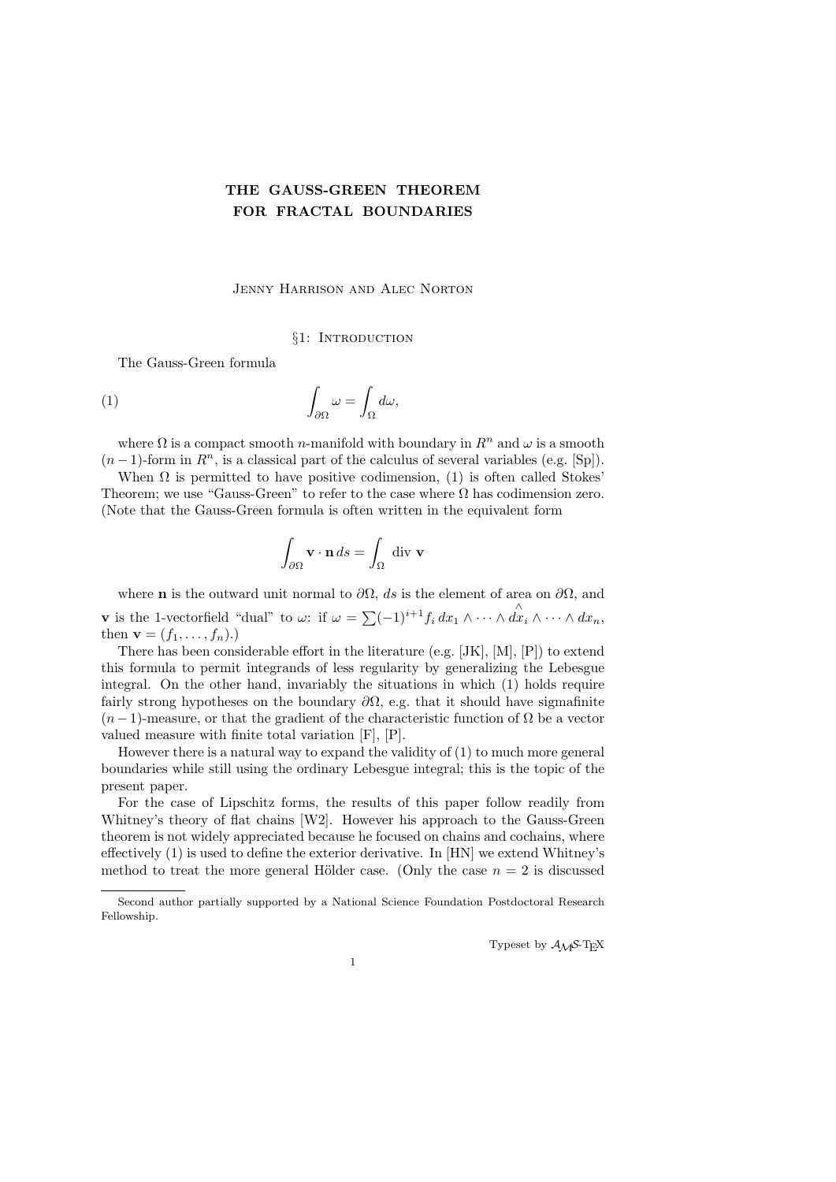# THE GAUSS-GREEN THEOREM FOR FRACTAL BOUNDARIES

Jenny Harrison and Alec Norton

## §1: Introduction

The Gauss-Green formula

$$\int_{\partial\Omega} \omega = \int_{\Omega} d\omega, \tag{1}$$

where $\Omega$ is a compact smooth $n$-manifold with boundary in $R^n$ and $\omega$ is a smooth $(n-1)$-form in $R^n$, is a classical part of the calculus of several variables (e.g. [Sp]).

When $\Omega$ is permitted to have positive codimension, (1) is often called Stokes' Theorem; we use "Gauss-Green" to refer to the case where $\Omega$ has codimension zero. (Note that the Gauss-Green formula is often written in the equivalent form

$$\int_{\partial\Omega} \mathbf{v}\cdot\mathbf{n}\, ds = \int_{\Omega} \text{div } \mathbf{v}$$

where $\mathbf{n}$ is the outward unit normal to $\partial\Omega$, $ds$ is the element of area on $\partial\Omega$, and $\mathbf{v}$ is the 1-vectorfield "dual" to $\omega$: if $\omega = \sum (-1)^{i+1} f_i\, dx_1 \wedge \cdots \wedge \overset{\wedge}{dx_i} \wedge \cdots \wedge dx_n$, then $\mathbf{v} = (f_1, \ldots, f_n)$.)

There has been considerable effort in the literature (e.g. [JK], [M], [P]) to extend this formula to permit integrands of less regularity by generalizing the Lebesgue integral. On the other hand, invariably the situations in which (1) holds require fairly strong hypotheses on the boundary $\partial\Omega$, e.g. that it should have sigmafinite $(n-1)$-measure, or that the gradient of the characteristic function of $\Omega$ be a vector valued measure with finite total variation [F], [P].

However there is a natural way to expand the validity of (1) to much more general boundaries while still using the ordinary Lebesgue integral; this is the topic of the present paper.

For the case of Lipschitz forms, the results of this paper follow readily from Whitney's theory of flat chains [W2]. However his approach to the Gauss-Green theorem is not widely appreciated because he focused on chains and cochains, where effectively (1) is used to define the exterior derivative. In [HN] we extend Whitney's method to treat the more general Hölder case. (Only the case $n = 2$ is discussed

Second author partially supported by a National Science Foundation Postdoctoral Research Fellowship.

Typeset by $\mathcal{A}_{\mathcal{M}}\mathcal{S}$-TEX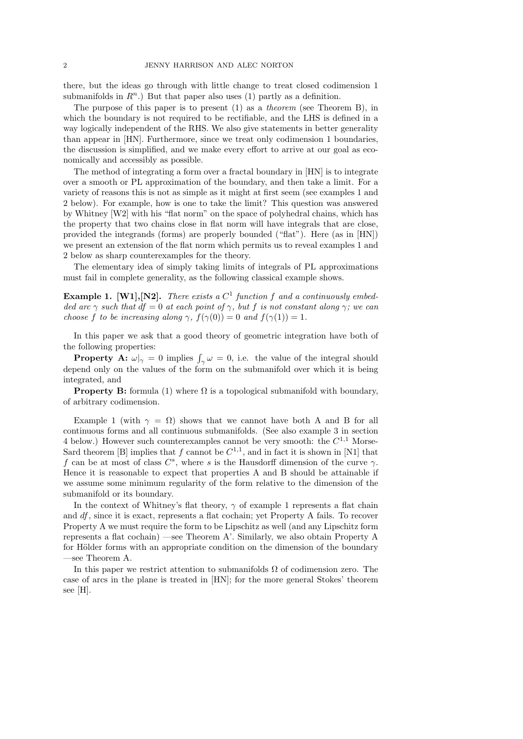there, but the ideas go through with little change to treat closed codimension 1 submanifolds in $R^n$.) But that paper also uses (1) partly as a definition.

The purpose of this paper is to present (1) as a *theorem* (see Theorem B), in which the boundary is not required to be rectifiable, and the LHS is defined in a way logically independent of the RHS. We also give statements in better generality than appear in [HN]. Furthermore, since we treat only codimension 1 boundaries, the discussion is simplified, and we make every effort to arrive at our goal as economically and accessibly as possible.

The method of integrating a form over a fractal boundary in [HN] is to integrate over a smooth or PL approximation of the boundary, and then take a limit. For a variety of reasons this is not as simple as it might at first seem (see examples 1 and 2 below). For example, how is one to take the limit? This question was answered by Whitney [W2] with his "flat norm" on the space of polyhedral chains, which has the property that two chains close in flat norm will have integrals that are close, provided the integrands (forms) are properly bounded ("flat"). Here (as in [HN]) we present an extension of the flat norm which permits us to reveal examples 1 and 2 below as sharp counterexamples for the theory.

The elementary idea of simply taking limits of integrals of PL approximations must fail in complete generality, as the following classical example shows.

**Example 1. [W1],[N2].** *There exists a $C^1$ function $f$ and a continuously embedded arc $\gamma$ such that $df = 0$ at each point of $\gamma$, but $f$ is not constant along $\gamma$; we can choose $f$ to be increasing along $\gamma$, $f(\gamma(0)) = 0$ and $f(\gamma(1)) = 1$.*

In this paper we ask that a good theory of geometric integration have both of the following properties:

**Property A:** $\omega|_\gamma = 0$ implies $\int_\gamma \omega = 0$, i.e. the value of the integral should depend only on the values of the form on the submanifold over which it is being integrated, and

**Property B:** formula (1) where $\Omega$ is a topological submanifold with boundary, of arbitrary codimension.

Example 1 (with $\gamma = \Omega$) shows that we cannot have both A and B for all continuous forms and all continuous submanifolds. (See also example 3 in section 4 below.) However such counterexamples cannot be very smooth: the $C^{1,1}$ Morse-Sard theorem [B] implies that $f$ cannot be $C^{1,1}$, and in fact it is shown in [N1] that $f$ can be at most of class $C^s$, where $s$ is the Hausdorff dimension of the curve $\gamma$. Hence it is reasonable to expect that properties A and B should be attainable if we assume some minimum regularity of the form relative to the dimension of the submanifold or its boundary.

In the context of Whitney's flat theory, $\gamma$ of example 1 represents a flat chain and $df$, since it is exact, represents a flat cochain; yet Property A fails. To recover Property A we must require the form to be Lipschitz as well (and any Lipschitz form represents a flat cochain) —see Theorem A'. Similarly, we also obtain Property A for Hölder forms with an appropriate condition on the dimension of the boundary —see Theorem A.

In this paper we restrict attention to submanifolds $\Omega$ of codimension zero. The case of arcs in the plane is treated in [HN]; for the more general Stokes' theorem see [H].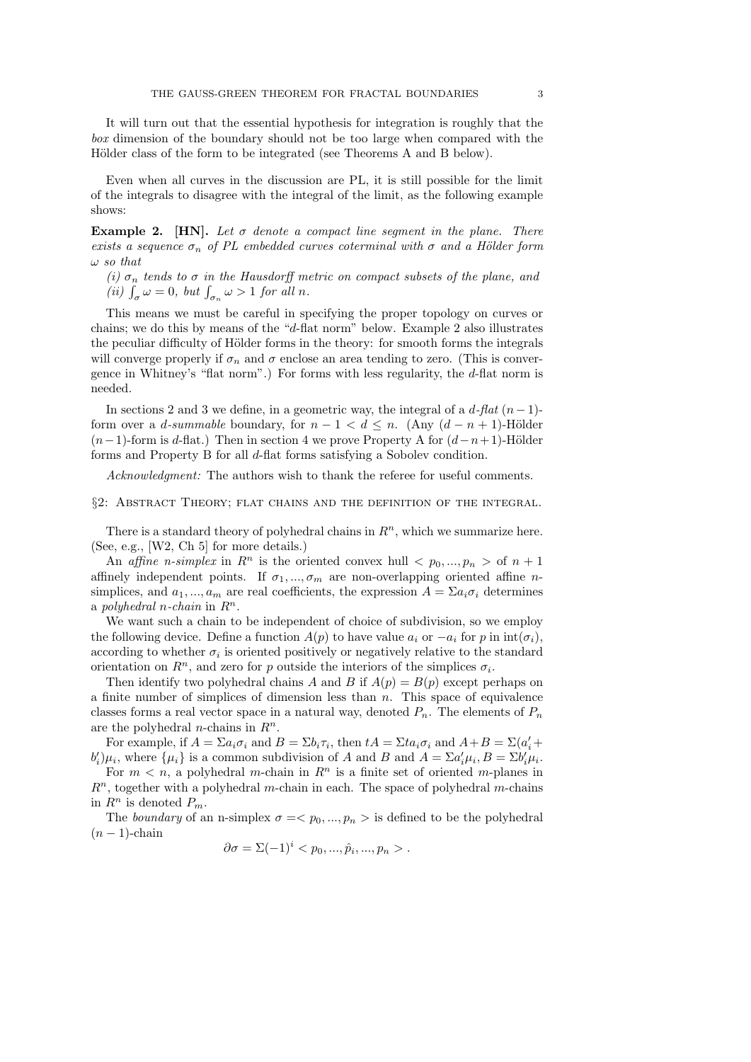It will turn out that the essential hypothesis for integration is roughly that the *box* dimension of the boundary should not be too large when compared with the Hölder class of the form to be integrated (see Theorems A and B below).

Even when all curves in the discussion are PL, it is still possible for the limit of the integrals to disagree with the integral of the limit, as the following example shows:

**Example 2. [HN].** *Let $\sigma$ denote a compact line segment in the plane. There exists a sequence $\sigma_n$ of PL embedded curves coterminal with $\sigma$ and a Hölder form $\omega$ so that*

*(i) $\sigma_n$ tends to $\sigma$ in the Hausdorff metric on compact subsets of the plane, and*
*(ii) $\int_\sigma \omega = 0$, but $\int_{\sigma_n} \omega > 1$ for all $n$.*

This means we must be careful in specifying the proper topology on curves or chains; we do this by means of the "$d$-flat norm" below. Example 2 also illustrates the peculiar difficulty of Hölder forms in the theory: for smooth forms the integrals will converge properly if $\sigma_n$ and $\sigma$ enclose an area tending to zero. (This is convergence in Whitney's "flat norm".) For forms with less regularity, the $d$-flat norm is needed.

In sections 2 and 3 we define, in a geometric way, the integral of a *$d$-flat* $(n-1)$-form over a *$d$-summable* boundary, for $n-1 < d \le n$. (Any $(d-n+1)$-Hölder $(n-1)$-form is $d$-flat.) Then in section 4 we prove Property A for $(d-n+1)$-Hölder forms and Property B for all $d$-flat forms satisfying a Sobolev condition.

*Acknowledgment:* The authors wish to thank the referee for useful comments.

## §2: Abstract Theory; flat chains and the definition of the integral.

There is a standard theory of polyhedral chains in $R^n$, which we summarize here. (See, e.g., [W2, Ch 5] for more details.)

An *affine $n$-simplex* in $R^n$ is the oriented convex hull $< p_0, ..., p_n >$ of $n+1$ affinely independent points. If $\sigma_1, ..., \sigma_m$ are non-overlapping oriented affine $n$-simplices, and $a_1, ..., a_m$ are real coefficients, the expression $A = \Sigma a_i \sigma_i$ determines a *polyhedral $n$-chain* in $R^n$.

We want such a chain to be independent of choice of subdivision, so we employ the following device. Define a function $A(p)$ to have value $a_i$ or $-a_i$ for $p$ in $\text{int}(\sigma_i)$, according to whether $\sigma_i$ is oriented positively or negatively relative to the standard orientation on $R^n$, and zero for $p$ outside the interiors of the simplices $\sigma_i$.

Then identify two polyhedral chains $A$ and $B$ if $A(p) = B(p)$ except perhaps on a finite number of simplices of dimension less than $n$. This space of equivalence classes forms a real vector space in a natural way, denoted $P_n$. The elements of $P_n$ are the polyhedral $n$-chains in $R^n$.

For example, if $A = \Sigma a_i \sigma_i$ and $B = \Sigma b_i \tau_i$, then $tA = \Sigma t a_i \sigma_i$ and $A + B = \Sigma(a'_i + b'_i)\mu_i$, where $\{\mu_i\}$ is a common subdivision of $A$ and $B$ and $A = \Sigma a'_i \mu_i, B = \Sigma b'_i \mu_i$.

For $m < n$, a polyhedral $m$-chain in $R^n$ is a finite set of oriented $m$-planes in $R^n$, together with a polyhedral $m$-chain in each. The space of polyhedral $m$-chains in $R^n$ is denoted $P_m$.

The *boundary* of an n-simplex $\sigma = < p_0, ..., p_n >$ is defined to be the polyhedral $(n-1)$-chain

$$\partial\sigma = \Sigma(-1)^i < p_0, ..., \hat{p}_i, ..., p_n > .$$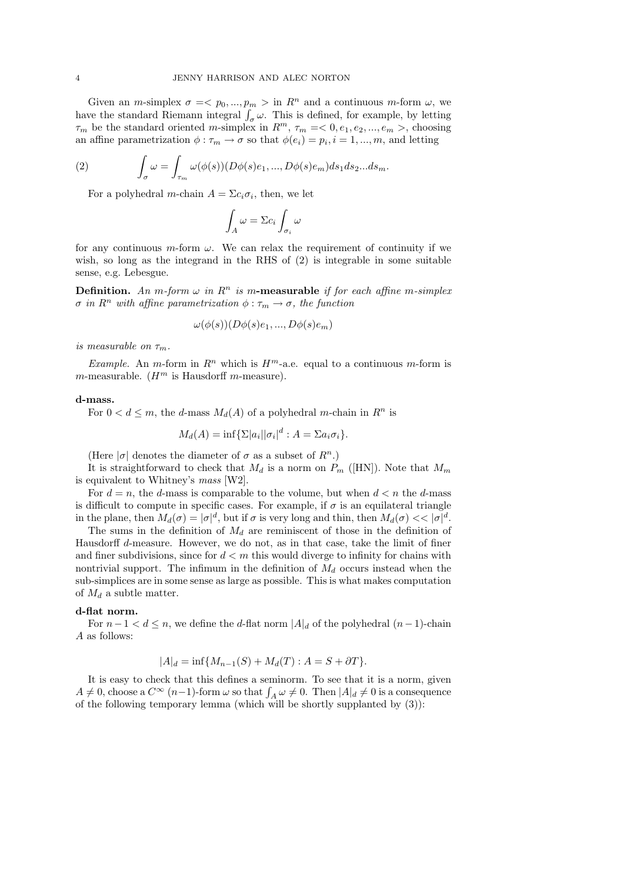Given an $m$-simplex $\sigma = < p_0, ..., p_m >$ in $R^n$ and a continuous $m$-form $\omega$, we have the standard Riemann integral $\int_\sigma \omega$. This is defined, for example, by letting $\tau_m$ be the standard oriented $m$-simplex in $R^m$, $\tau_m = < 0, e_1, e_2, ..., e_m >$, choosing an affine parametrization $\phi : \tau_m \to \sigma$ so that $\phi(e_i) = p_i, i = 1, ..., m$, and letting

$$\int_\sigma \omega = \int_{\tau_m} \omega(\phi(s))(D\phi(s)e_1, ..., D\phi(s)e_m) ds_1 ds_2 ... ds_m. \tag{2}$$

For a polyhedral $m$-chain $A = \Sigma c_i \sigma_i$, then, we let

$$\int_A \omega = \Sigma c_i \int_{\sigma_i} \omega$$

for any continuous $m$-form $\omega$. We can relax the requirement of continuity if we wish, so long as the integrand in the RHS of (2) is integrable in some suitable sense, e.g. Lebesgue.

**Definition.** *An $m$-form $\omega$ in $R^n$ is* $m$-**measurable** *if for each affine $m$-simplex $\sigma$ in $R^n$ with affine parametrization $\phi : \tau_m \to \sigma$, the function*

$$\omega(\phi(s))(D\phi(s)e_1, ..., D\phi(s)e_m)$$

*is measurable on $\tau_m$.*

*Example.* An $m$-form in $R^n$ which is $H^m$-a.e. equal to a continuous $m$-form is $m$-measurable. ($H^m$ is Hausdorff $m$-measure).

**d-mass.**

For $0 < d \leq m$, the $d$-mass $M_d(A)$ of a polyhedral $m$-chain in $R^n$ is

$$M_d(A) = \inf\{\Sigma |a_i||\sigma_i|^d : A = \Sigma a_i \sigma_i\}.$$

(Here $|\sigma|$ denotes the diameter of $\sigma$ as a subset of $R^n$.)

It is straightforward to check that $M_d$ is a norm on $P_m$ ([HN]). Note that $M_m$ is equivalent to Whitney's *mass* [W2].

For $d = n$, the $d$-mass is comparable to the volume, but when $d < n$ the $d$-mass is difficult to compute in specific cases. For example, if $\sigma$ is an equilateral triangle in the plane, then $M_d(\sigma) = |\sigma|^d$, but if $\sigma$ is very long and thin, then $M_d(\sigma) << |\sigma|^d$.

The sums in the definition of $M_d$ are reminiscent of those in the definition of Hausdorff $d$-measure. However, we do not, as in that case, take the limit of finer and finer subdivisions, since for $d < m$ this would diverge to infinity for chains with nontrivial support. The infimum in the definition of $M_d$ occurs instead when the sub-simplices are in some sense as large as possible. This is what makes computation of $M_d$ a subtle matter.

**d-flat norm.**

For $n - 1 < d \leq n$, we define the $d$-flat norm $|A|_d$ of the polyhedral $(n-1)$-chain $A$ as follows:

$$|A|_d = \inf\{M_{n-1}(S) + M_d(T) : A = S + \partial T\}.$$

It is easy to check that this defines a seminorm. To see that it is a norm, given $A \neq 0$, choose a $C^\infty$ $(n-1)$-form $\omega$ so that $\int_A \omega \neq 0$. Then $|A|_d \neq 0$ is a consequence of the following temporary lemma (which will be shortly supplanted by (3)):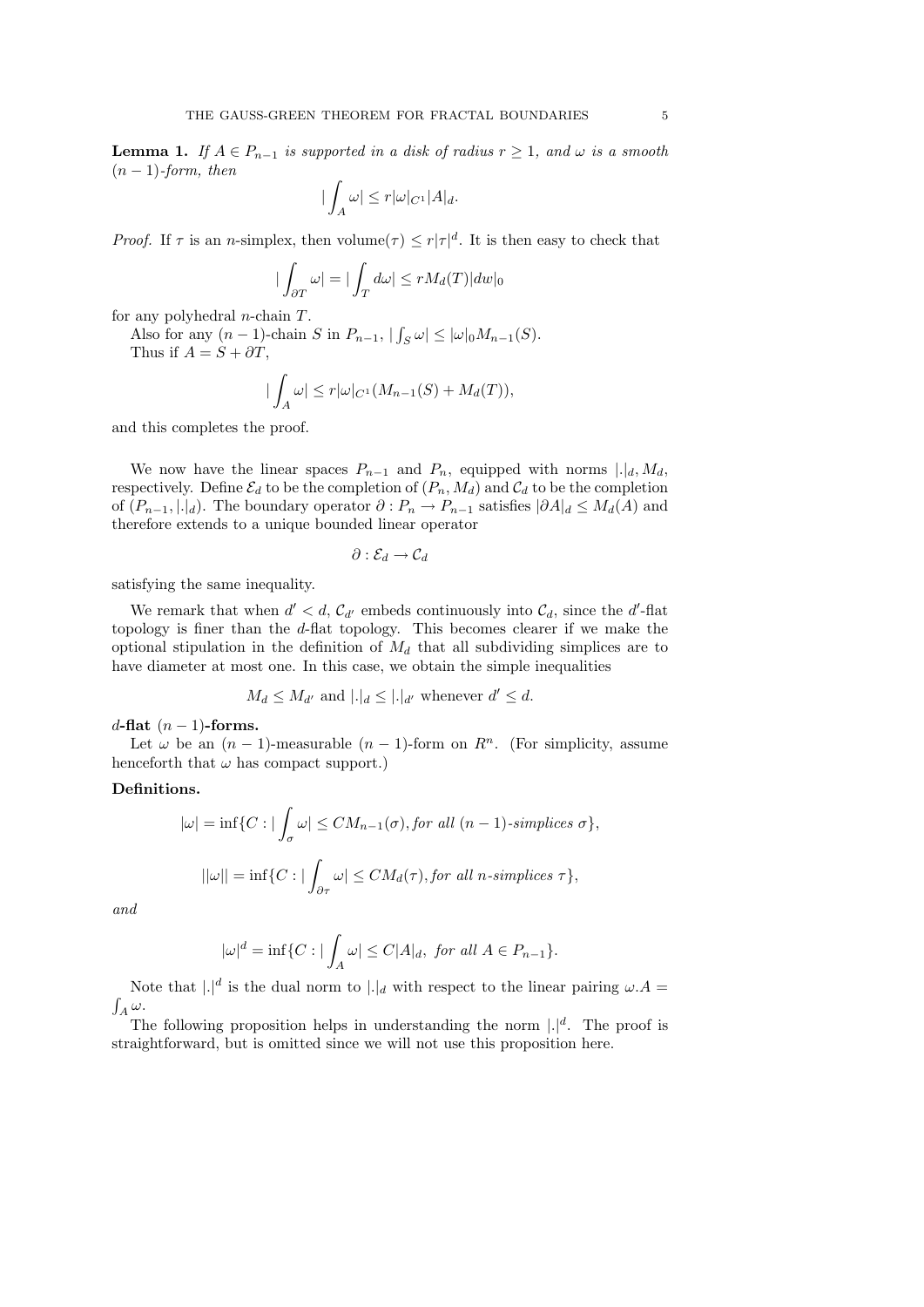**Lemma 1.** *If $A \in P_{n-1}$ is supported in a disk of radius $r \geq 1$, and $\omega$ is a smooth $(n-1)$-form, then*

$$|\int_A \omega| \leq r|\omega|_{C^1}|A|_d.$$

*Proof.* If $\tau$ is an $n$-simplex, then volume$(\tau) \leq r|\tau|^d$. It is then easy to check that

$$|\int_{\partial T} \omega| = |\int_T d\omega| \leq rM_d(T)|dw|_0$$

for any polyhedral $n$-chain $T$.

Also for any $(n-1)$-chain $S$ in $P_{n-1}$, $|\int_S \omega| \leq |\omega|_0 M_{n-1}(S)$.

Thus if $A = S + \partial T$,

$$|\int_A \omega| \leq r|\omega|_{C^1}(M_{n-1}(S) + M_d(T)),$$

and this completes the proof.

We now have the linear spaces $P_{n-1}$ and $P_n$, equipped with norms $|.|_d, M_d$, respectively. Define $\mathcal{E}_d$ to be the completion of $(P_n, M_d)$ and $\mathcal{C}_d$ to be the completion of $(P_{n-1}, |.|_d)$. The boundary operator $\partial : P_n \to P_{n-1}$ satisfies $|\partial A|_d \leq M_d(A)$ and therefore extends to a unique bounded linear operator

$$\partial : \mathcal{E}_d \to \mathcal{C}_d$$

satisfying the same inequality.

We remark that when $d' < d$, $\mathcal{C}_{d'}$ embeds continuously into $\mathcal{C}_d$, since the $d'$-flat topology is finer than the $d$-flat topology. This becomes clearer if we make the optional stipulation in the definition of $M_d$ that all subdividing simplices are to have diameter at most one. In this case, we obtain the simple inequalities

$$M_d \leq M_{d'} \text{ and } |.|_d \leq |.|_{d'} \text{ whenever } d' \leq d.$$

**$d$-flat $(n-1)$-forms.**

Let $\omega$ be an $(n-1)$-measurable $(n-1)$-form on $R^n$. (For simplicity, assume henceforth that $\omega$ has compact support.)

**Definitions.**

$$|\omega| = \inf\{C : |\int_\sigma \omega| \leq CM_{n-1}(\sigma), \textit{for all } (n-1)\textit{-simplices } \sigma\},$$

$$||\omega|| = \inf\{C : |\int_{\partial\tau} \omega| \leq CM_d(\tau), \textit{for all } n\textit{-simplices } \tau\},$$

*and*

$$|\omega|^d = \inf\{C : |\int_A \omega| \leq C|A|_d, \textit{ for all } A \in P_{n-1}\}.$$

Note that $|.|^d$ is the dual norm to $|.|_d$ with respect to the linear pairing $\omega.A = \int_A \omega$.

The following proposition helps in understanding the norm $|.|^d$. The proof is straightforward, but is omitted since we will not use this proposition here.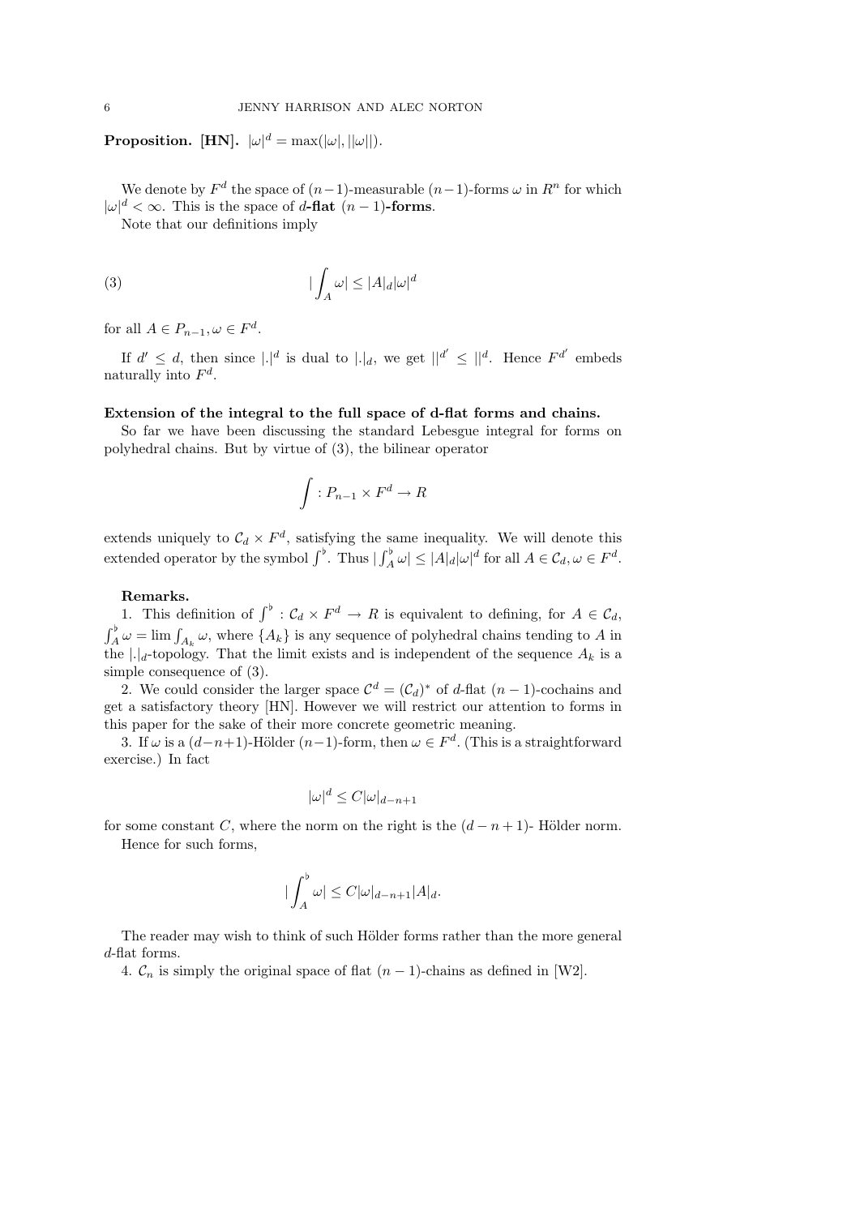**Proposition. [HN].** $|\omega|^d = \max(|\omega|, ||\omega||)$.

We denote by $F^d$ the space of $(n-1)$-measurable $(n-1)$-forms $\omega$ in $R^n$ for which $|\omega|^d < \infty$. This is the space of $d$**-flat** $(n-1)$**-forms**.

Note that our definitions imply

$$|\int_A \omega| \leq |A|_d |\omega|^d \tag{3}$$

for all $A \in P_{n-1}, \omega \in F^d$.

If $d' \leq d$, then since $|.|^d$ is dual to $|.|_d$, we get $||^{d'} \leq ||^d$. Hence $F^{d'}$ embeds naturally into $F^d$.

**Extension of the integral to the full space of d-flat forms and chains.**

So far we have been discussing the standard Lebesgue integral for forms on polyhedral chains. But by virtue of (3), the bilinear operator

$$\int : P_{n-1} \times F^d \to R$$

extends uniquely to $\mathcal{C}_d \times F^d$, satisfying the same inequality. We will denote this extended operator by the symbol $\int^\flat$. Thus $|\int_A^\flat \omega| \leq |A|_d |\omega|^d$ for all $A \in \mathcal{C}_d, \omega \in F^d$.

**Remarks.**

1. This definition of $\int^\flat : \mathcal{C}_d \times F^d \to R$ is equivalent to defining, for $A \in \mathcal{C}_d$, $\int_A^\flat \omega = \lim \int_{A_k} \omega$, where $\{A_k\}$ is any sequence of polyhedral chains tending to $A$ in the $|.|_d$-topology. That the limit exists and is independent of the sequence $A_k$ is a simple consequence of (3).

2. We could consider the larger space $\mathcal{C}^d = (\mathcal{C}_d)^*$ of $d$-flat $(n-1)$-cochains and get a satisfactory theory [HN]. However we will restrict our attention to forms in this paper for the sake of their more concrete geometric meaning.

3. If $\omega$ is a $(d-n+1)$-Hölder $(n-1)$-form, then $\omega \in F^d$. (This is a straightforward exercise.) In fact

$$|\omega|^d \leq C|\omega|_{d-n+1}$$

for some constant $C$, where the norm on the right is the $(d-n+1)$- Hölder norm.

Hence for such forms,

$$|\int_A^\flat \omega| \leq C|\omega|_{d-n+1}|A|_d.$$

The reader may wish to think of such Hölder forms rather than the more general $d$-flat forms.

4. $\mathcal{C}_n$ is simply the original space of flat $(n-1)$-chains as defined in [W2].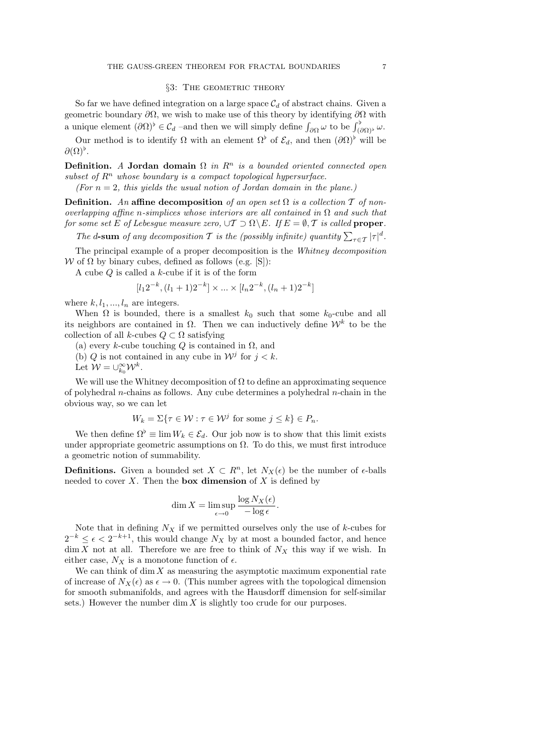## §3: The geometric theory

So far we have defined integration on a large space $\mathcal{C}_d$ of abstract chains. Given a geometric boundary $\partial\Omega$, we wish to make use of this theory by identifying $\partial\Omega$ with a unique element $(\partial\Omega)^\flat \in \mathcal{C}_d$ –and then we will simply define $\int_{\partial\Omega} \omega$ to be $\int^\flat_{(\partial\Omega)^\flat} \omega$.

Our method is to identify $\Omega$ with an element $\Omega^\flat$ of $\mathcal{E}_d$, and then $(\partial\Omega)^\flat$ will be $\partial(\Omega)^\flat$.

**Definition.** *A* **Jordan domain** $\Omega$ *in* $R^n$ *is a bounded oriented connected open subset of* $R^n$ *whose boundary is a compact topological hypersurface.*

*(For $n = 2$, this yields the usual notion of Jordan domain in the plane.)*

**Definition.** *An* **affine decomposition** *of an open set* $\Omega$ *is a collection* $\mathcal{T}$ *of non-overlapping affine n-simplices whose interiors are all contained in* $\Omega$ *and such that for some set* $E$ *of Lebesgue measure zero,* $\cup\mathcal{T} \supset \Omega\backslash E$*. If* $E = \emptyset, \mathcal{T}$ *is called* **proper**.

*The* $d$**-sum** *of any decomposition* $\mathcal{T}$ *is the (possibly infinite) quantity* $\sum_{\tau\in\mathcal{T}} |\tau|^d$.

The principal example of a proper decomposition is the *Whitney decomposition* $\mathcal{W}$ of $\Omega$ by binary cubes, defined as follows (e.g. [S]):

A cube $Q$ is called a $k$-cube if it is of the form

$$[l_1 2^{-k}, (l_1+1)2^{-k}] \times ... \times [l_n 2^{-k}, (l_n+1)2^{-k}]$$

where $k, l_1, ..., l_n$ are integers.

When $\Omega$ is bounded, there is a smallest $k_0$ such that some $k_0$-cube and all its neighbors are contained in $\Omega$. Then we can inductively define $\mathcal{W}^k$ to be the collection of all $k$-cubes $Q \subset \Omega$ satisfying

(a) every $k$-cube touching $Q$ is contained in $\Omega$, and

(b) $Q$ is not contained in any cube in $\mathcal{W}^j$ for $j < k$.

Let $\mathcal{W} = \cup_{k_0}^\infty \mathcal{W}^k$.

We will use the Whitney decomposition of $\Omega$ to define an approximating sequence of polyhedral $n$-chains as follows. Any cube determines a polyhedral $n$-chain in the obvious way, so we can let

$$W_k = \Sigma\{\tau \in \mathcal{W} : \tau \in \mathcal{W}^j \text{ for some } j \le k\} \in P_n.$$

We then define $\Omega^\flat \equiv \lim W_k \in \mathcal{E}_d$. Our job now is to show that this limit exists under appropriate geometric assumptions on $\Omega$. To do this, we must first introduce a geometric notion of summability.

**Definitions.** Given a bounded set $X \subset R^n$, let $N_X(\epsilon)$ be the number of $\epsilon$-balls needed to cover $X$. Then the **box dimension** of $X$ is defined by

$$\dim X = \limsup_{\epsilon\to 0} \frac{\log N_X(\epsilon)}{-\log \epsilon}.$$

Note that in defining $N_X$ if we permitted ourselves only the use of $k$-cubes for $2^{-k} \le \epsilon < 2^{-k+1}$, this would change $N_X$ by at most a bounded factor, and hence $\dim X$ not at all. Therefore we are free to think of $N_X$ this way if we wish. In either case, $N_X$ is a monotone function of $\epsilon$.

We can think of $\dim X$ as measuring the asymptotic maximum exponential rate of increase of $N_X(\epsilon)$ as $\epsilon \to 0$. (This number agrees with the topological dimension for smooth submanifolds, and agrees with the Hausdorff dimension for self-similar sets.) However the number $\dim X$ is slightly too crude for our purposes.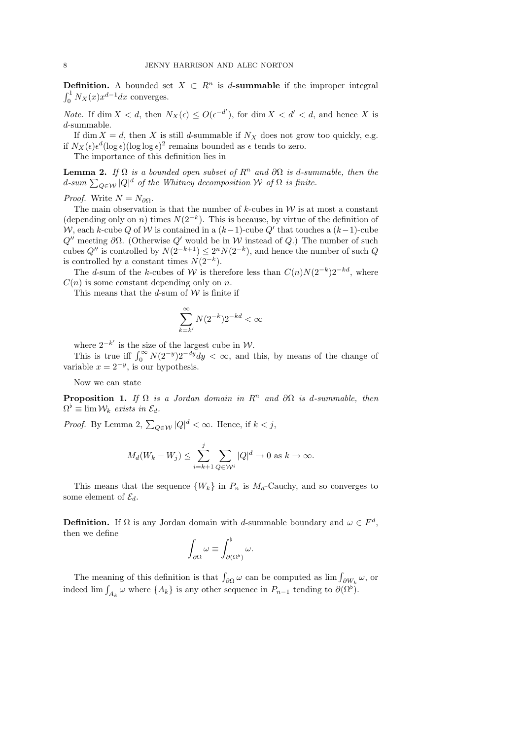**Definition.** A bounded set $X \subset R^n$ is ***d*-summable** if the improper integral $\int_0^1 N_X(x)x^{d-1}dx$ converges.

*Note.* If $\dim X < d$, then $N_X(\epsilon) \le O(\epsilon^{-d'})$, for $\dim X < d' < d$, and hence $X$ is $d$-summable.

If $\dim X = d$, then $X$ is still $d$-summable if $N_X$ does not grow too quickly, e.g. if $N_X(\epsilon)\epsilon^d(\log\epsilon)(\log\log\epsilon)^2$ remains bounded as $\epsilon$ tends to zero.

The importance of this definition lies in

**Lemma 2.** *If $\Omega$ is a bounded open subset of $R^n$ and $\partial\Omega$ is $d$-summable, then the $d$-sum $\sum_{Q\in\mathcal{W}}|Q|^d$ of the Whitney decomposition $\mathcal{W}$ of $\Omega$ is finite.*

*Proof.* Write $N = N_{\partial\Omega}$.

The main observation is that the number of $k$-cubes in $\mathcal{W}$ is at most a constant (depending only on $n$) times $N(2^{-k})$. This is because, by virtue of the definition of $\mathcal{W}$, each $k$-cube $Q$ of $\mathcal{W}$ is contained in a $(k-1)$-cube $Q'$ that touches a $(k-1)$-cube $Q''$ meeting $\partial\Omega$. (Otherwise $Q'$ would be in $\mathcal{W}$ instead of $Q$.) The number of such cubes $Q''$ is controlled by $N(2^{-k+1}) \le 2^n N(2^{-k})$, and hence the number of such $Q$ is controlled by a constant times $N(2^{-k})$.

The $d$-sum of the $k$-cubes of $\mathcal{W}$ is therefore less than $C(n)N(2^{-k})2^{-kd}$, where $C(n)$ is some constant depending only on $n$.

This means that the $d$-sum of $\mathcal{W}$ is finite if

$$\sum_{k=k'}^{\infty} N(2^{-k})2^{-kd} < \infty$$

where $2^{-k'}$ is the size of the largest cube in $\mathcal{W}$.

This is true iff $\int_0^\infty N(2^{-y})2^{-dy}dy < \infty$, and this, by means of the change of variable $x = 2^{-y}$, is our hypothesis.

Now we can state

**Proposition 1.** *If $\Omega$ is a Jordan domain in $R^n$ and $\partial\Omega$ is $d$-summable, then $\Omega^\flat \equiv \lim \mathcal{W}_k$ exists in $\mathcal{E}_d$.*

*Proof.* By Lemma 2, $\sum_{Q\in\mathcal{W}}|Q|^d < \infty$. Hence, if $k < j$,

$$M_d(W_k - W_j) \le \sum_{i=k+1}^{j}\sum_{Q\in\mathcal{W}^i}|Q|^d \to 0 \text{ as } k\to\infty.$$

This means that the sequence $\{W_k\}$ in $P_n$ is $M_d$-Cauchy, and so converges to some element of $\mathcal{E}_d$.

**Definition.** If $\Omega$ is any Jordan domain with $d$-summable boundary and $\omega \in F^d$, then we define

$$\int_{\partial\Omega}\omega \equiv \int^\flat_{\partial(\Omega^\flat)}\omega.$$

The meaning of this definition is that $\int_{\partial\Omega}\omega$ can be computed as $\lim\int_{\partial W_k}\omega$, or indeed $\lim\int_{A_k}\omega$ where $\{A_k\}$ is any other sequence in $P_{n-1}$ tending to $\partial(\Omega^\flat)$.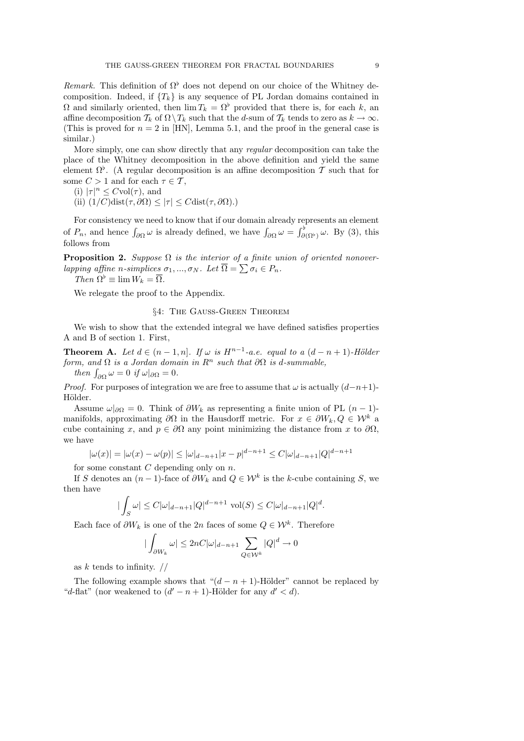*Remark.* This definition of $\Omega^\flat$ does not depend on our choice of the Whitney decomposition. Indeed, if $\{T_k\}$ is any sequence of PL Jordan domains contained in $\Omega$ and similarly oriented, then $\lim T_k = \Omega^\flat$ provided that there is, for each $k$, an affine decomposition $\mathcal{T}_k$ of $\Omega \setminus T_k$ such that the $d$-sum of $\mathcal{T}_k$ tends to zero as $k \to \infty$. (This is proved for $n = 2$ in [HN], Lemma 5.1, and the proof in the general case is similar.)

More simply, one can show directly that any *regular* decomposition can take the place of the Whitney decomposition in the above definition and yield the same element $\Omega^\flat$. (A regular decomposition is an affine decomposition $\mathcal{T}$ such that for some $C > 1$ and for each $\tau \in \mathcal{T}$,

(i) $|\tau|^n \le C\mathrm{vol}(\tau)$, and

(ii) $(1/C)\mathrm{dist}(\tau, \partial\Omega) \le |\tau| \le C\mathrm{dist}(\tau, \partial\Omega)$.)

For consistency we need to know that if our domain already represents an element of $P_n$, and hence $\int_{\partial\Omega} \omega$ is already defined, we have $\int_{\partial\Omega} \omega = \int^\flat_{\partial(\Omega^\flat)} \omega$. By (3), this follows from

**Proposition 2.** *Suppose $\Omega$ is the interior of a finite union of oriented nonoverlapping affine $n$-simplices $\sigma_1, ..., \sigma_N$. Let $\overline{\Omega} = \sum \sigma_i \in P_n$.*
*Then $\Omega^\flat \equiv \lim W_k = \overline{\Omega}$.*

We relegate the proof to the Appendix.

## §4: The Gauss-Green Theorem

We wish to show that the extended integral we have defined satisfies properties A and B of section 1. First,

**Theorem A.** *Let $d \in (n-1, n]$. If $\omega$ is $H^{n-1}$-a.e. equal to a $(d-n+1)$-Hölder form, and $\Omega$ is a Jordan domain in $R^n$ such that $\partial\Omega$ is $d$-summable,*
*then $\int_{\partial\Omega} \omega = 0$ if $\omega|_{\partial\Omega} = 0$.*

*Proof.* For purposes of integration we are free to assume that $\omega$ is actually $(d-n+1)$-Hölder.

Assume $\omega|_{\partial\Omega} = 0$. Think of $\partial W_k$ as representing a finite union of PL $(n-1)$-manifolds, approximating $\partial\Omega$ in the Hausdorff metric. For $x \in \partial W_k, Q \in \mathcal{W}^k$ a cube containing $x$, and $p \in \partial\Omega$ any point minimizing the distance from $x$ to $\partial\Omega$, we have

$$|\omega(x)| = |\omega(x) - \omega(p)| \le |\omega|_{d-n+1}|x-p|^{d-n+1} \le C|\omega|_{d-n+1}|Q|^{d-n+1}$$

for some constant $C$ depending only on $n$.

If $S$ denotes an $(n-1)$-face of $\partial W_k$ and $Q \in \mathcal{W}^k$ is the $k$-cube containing $S$, we then have

$$|\int_S \omega| \le C|\omega|_{d-n+1}|Q|^{d-n+1}\ \mathrm{vol}(S) \le C|\omega|_{d-n+1}|Q|^d.$$

Each face of $\partial W_k$ is one of the $2n$ faces of some $Q \in \mathcal{W}^k$. Therefore

$$|\int_{\partial W_k} \omega| \le 2nC|\omega|_{d-n+1} \sum_{Q \in \mathcal{W}^k} |Q|^d \to 0$$

as $k$ tends to infinity. //

The following example shows that "$(d-n+1)$-Hölder" cannot be replaced by "$d$-flat" (nor weakened to $(d'-n+1)$-Hölder for any $d' < d$).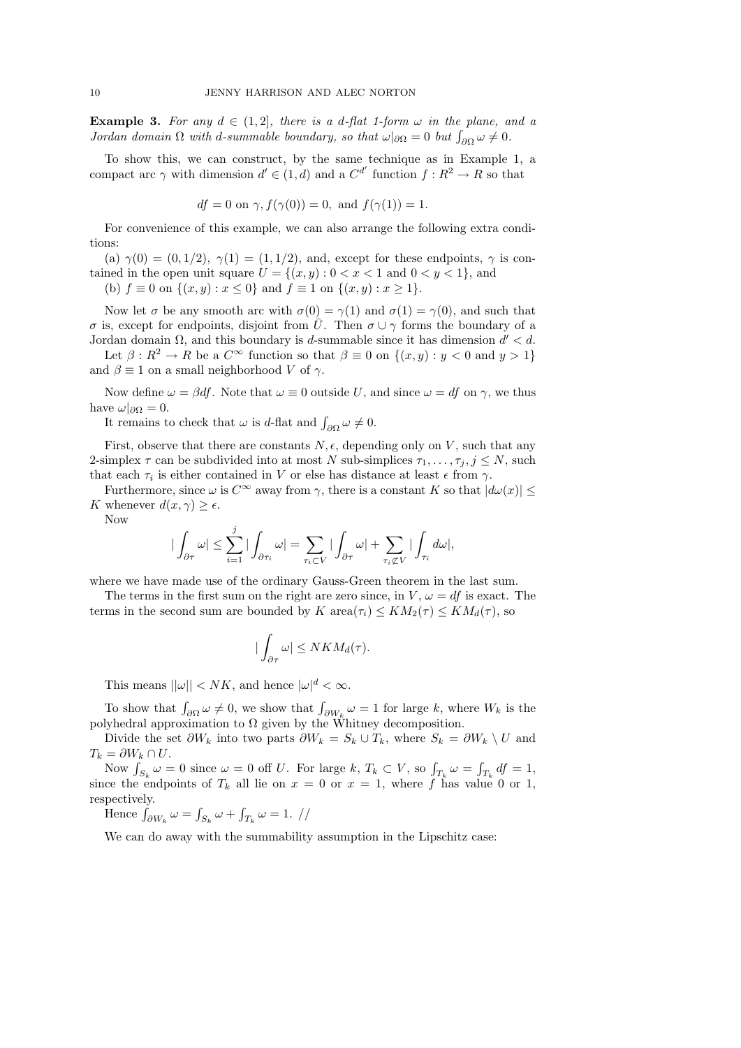**Example 3.** *For any $d \in (1, 2]$, there is a $d$-flat 1-form $\omega$ in the plane, and a Jordan domain $\Omega$ with $d$-summable boundary, so that $\omega|_{\partial\Omega} = 0$ but $\int_{\partial\Omega} \omega \neq 0$.*

To show this, we can construct, by the same technique as in Example 1, a compact arc $\gamma$ with dimension $d' \in (1, d)$ and a $C^{d'}$ function $f : R^2 \to R$ so that

$$df = 0 \text{ on } \gamma, f(\gamma(0)) = 0, \text{ and } f(\gamma(1)) = 1.$$

For convenience of this example, we can also arrange the following extra conditions:

(a) $\gamma(0) = (0, 1/2)$, $\gamma(1) = (1, 1/2)$, and, except for these endpoints, $\gamma$ is contained in the open unit square $U = \{(x, y) : 0 < x < 1 \text{ and } 0 < y < 1\}$, and

(b) $f \equiv 0$ on $\{(x, y) : x \leq 0\}$ and $f \equiv 1$ on $\{(x, y) : x \geq 1\}$.

Now let $\sigma$ be any smooth arc with $\sigma(0) = \gamma(1)$ and $\sigma(1) = \gamma(0)$, and such that $\sigma$ is, except for endpoints, disjoint from $\bar{U}$. Then $\sigma \cup \gamma$ forms the boundary of a Jordan domain $\Omega$, and this boundary is $d$-summable since it has dimension $d' < d$.

Let $\beta : R^2 \to R$ be a $C^\infty$ function so that $\beta \equiv 0$ on $\{(x, y) : y < 0 \text{ and } y > 1\}$ and $\beta \equiv 1$ on a small neighborhood $V$ of $\gamma$.

Now define $\omega = \beta df$. Note that $\omega \equiv 0$ outside $U$, and since $\omega = df$ on $\gamma$, we thus have $\omega|_{\partial\Omega} = 0$.

It remains to check that $\omega$ is $d$-flat and $\int_{\partial\Omega} \omega \neq 0$.

First, observe that there are constants $N, \epsilon$, depending only on $V$, such that any 2-simplex $\tau$ can be subdivided into at most $N$ sub-simplices $\tau_1, \ldots, \tau_j, j \leq N$, such that each $\tau_i$ is either contained in $V$ or else has distance at least $\epsilon$ from $\gamma$.

Furthermore, since $\omega$ is $C^\infty$ away from $\gamma$, there is a constant $K$ so that $|d\omega(x)| \leq K$ whenever $d(x, \gamma) \geq \epsilon$.

Now

$$|\int_{\partial\tau} \omega| \leq \sum_{i=1}^{j} |\int_{\partial\tau_i} \omega| = \sum_{\tau_i \subset V} |\int_{\partial\tau} \omega| + \sum_{\tau_i \not\subset V} |\int_{\tau_i} d\omega|,$$

where we have made use of the ordinary Gauss-Green theorem in the last sum.

The terms in the first sum on the right are zero since, in $V$, $\omega = df$ is exact. The terms in the second sum are bounded by $K \text{ area}(\tau_i) \leq KM_2(\tau) \leq KM_d(\tau)$, so

$$|\int_{\partial\tau} \omega| \leq NKM_d(\tau).$$

This means $||\omega|| < NK$, and hence $|\omega|^d < \infty$.

To show that $\int_{\partial\Omega} \omega \neq 0$, we show that $\int_{\partial W_k} \omega = 1$ for large $k$, where $W_k$ is the polyhedral approximation to $\Omega$ given by the Whitney decomposition.

Divide the set $\partial W_k$ into two parts $\partial W_k = S_k \cup T_k$, where $S_k = \partial W_k \setminus U$ and $T_k = \partial W_k \cap U$.

Now $\int_{S_k} \omega = 0$ since $\omega = 0$ off $U$. For large $k$, $T_k \subset V$, so $\int_{T_k} \omega = \int_{T_k} df = 1$, since the endpoints of $T_k$ all lie on $x = 0$ or $x = 1$, where $f$ has value 0 or 1, respectively.

Hence $\int_{\partial W_k} \omega = \int_{S_k} \omega + \int_{T_k} \omega = 1$. //

We can do away with the summability assumption in the Lipschitz case: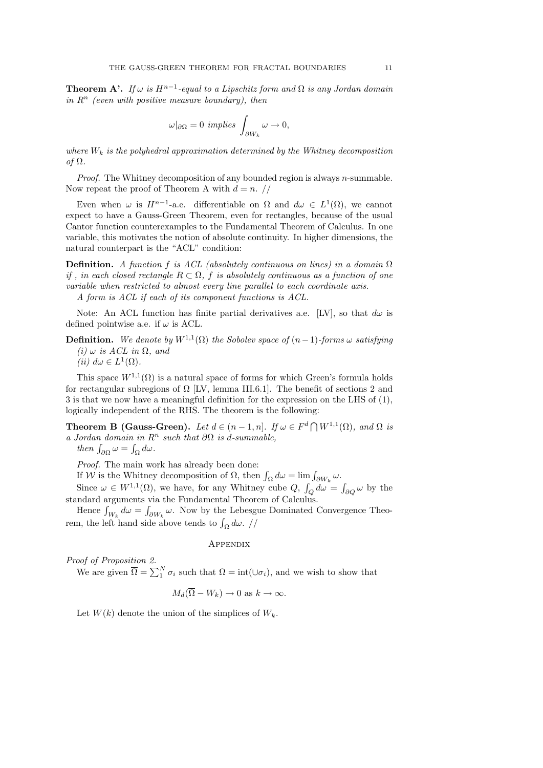**Theorem A'.** *If $\omega$ is $H^{n-1}$-equal to a Lipschitz form and $\Omega$ is any Jordan domain in $R^n$ (even with positive measure boundary), then*

$$\omega|_{\partial\Omega} = 0 \text{ implies } \int_{\partial W_k} \omega \to 0,$$

*where $W_k$ is the polyhedral approximation determined by the Whitney decomposition of $\Omega$.*

*Proof.* The Whitney decomposition of any bounded region is always $n$-summable. Now repeat the proof of Theorem A with $d = n$. //

Even when $\omega$ is $H^{n-1}$-a.e. differentiable on $\Omega$ and $d\omega \in L^1(\Omega)$, we cannot expect to have a Gauss-Green Theorem, even for rectangles, because of the usual Cantor function counterexamples to the Fundamental Theorem of Calculus. In one variable, this motivates the notion of absolute continuity. In higher dimensions, the natural counterpart is the "ACL" condition:

**Definition.** *A function $f$ is ACL (absolutely continuous on lines) in a domain $\Omega$ if , in each closed rectangle $R \subset \Omega$, $f$ is absolutely continuous as a function of one variable when restricted to almost every line parallel to each coordinate axis.*

*A form is ACL if each of its component functions is ACL.*

Note: An ACL function has finite partial derivatives a.e. [LV], so that $d\omega$ is defined pointwise a.e. if $\omega$ is ACL.

**Definition.** *We denote by $W^{1,1}(\Omega)$ the Sobolev space of $(n-1)$-forms $\omega$ satisfying*
*(i) $\omega$ is ACL in $\Omega$, and*
*(ii) $d\omega \in L^1(\Omega)$.*

This space $W^{1,1}(\Omega)$ is a natural space of forms for which Green's formula holds for rectangular subregions of $\Omega$ [LV, lemma III.6.1]. The benefit of sections 2 and 3 is that we now have a meaningful definition for the expression on the LHS of (1), logically independent of the RHS. The theorem is the following:

**Theorem B (Gauss-Green).** *Let $d \in (n-1, n]$. If $\omega \in F^d \bigcap W^{1,1}(\Omega)$, and $\Omega$ is a Jordan domain in $R^n$ such that $\partial\Omega$ is $d$-summable, then $\int_{\partial\Omega} \omega = \int_\Omega d\omega$.*

*Proof.* The main work has already been done:

If $\mathcal{W}$ is the Whitney decomposition of $\Omega$, then $\int_\Omega d\omega = \lim \int_{\partial W_k} \omega$.

Since $\omega \in W^{1,1}(\Omega)$, we have, for any Whitney cube $Q$, $\int_Q d\omega = \int_{\partial Q} \omega$ by the standard arguments via the Fundamental Theorem of Calculus.

Hence $\int_{W_k} d\omega = \int_{\partial W_k} \omega$. Now by the Lebesgue Dominated Convergence Theorem, the left hand side above tends to $\int_\Omega d\omega$. //

## Appendix

*Proof of Proposition 2.*

We are given $\overline{\Omega} = \sum_1^N \sigma_i$ such that $\Omega = \text{int}(\cup\sigma_i)$, and we wish to show that

$$M_d(\overline{\Omega} - W_k) \to 0 \text{ as } k \to \infty.$$

Let $W(k)$ denote the union of the simplices of $W_k$.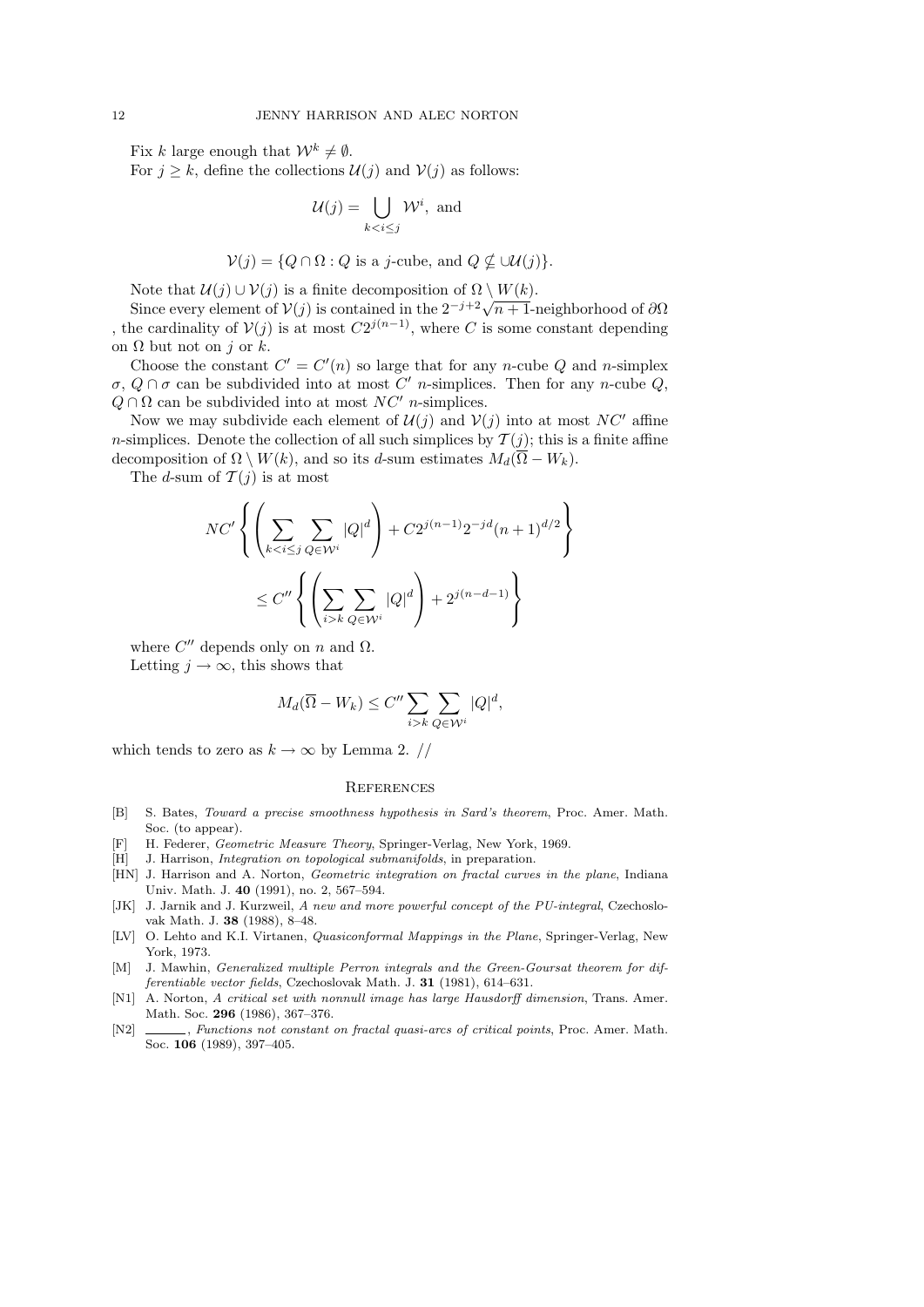Fix $k$ large enough that $\mathcal{W}^k \neq \emptyset$.

For $j \geq k$, define the collections $\mathcal{U}(j)$ and $\mathcal{V}(j)$ as follows:

$$\mathcal{U}(j) = \bigcup_{k<i\leq j} \mathcal{W}^i, \text{ and}$$

$$\mathcal{V}(j) = \{Q \cap \Omega : Q \text{ is a } j\text{-cube, and } Q \nsubseteq \cup\mathcal{U}(j)\}.$$

Note that $\mathcal{U}(j) \cup \mathcal{V}(j)$ is a finite decomposition of $\Omega \setminus W(k)$.

Since every element of $\mathcal{V}(j)$ is contained in the $2^{-j+2}\sqrt{n+1}$-neighborhood of $\partial\Omega$ , the cardinality of $\mathcal{V}(j)$ is at most $C2^{j(n-1)}$, where $C$ is some constant depending on $\Omega$ but not on $j$ or $k$.

Choose the constant $C' = C'(n)$ so large that for any $n$-cube $Q$ and $n$-simplex $\sigma$, $Q \cap \sigma$ can be subdivided into at most $C'$ $n$-simplices. Then for any $n$-cube $Q$, $Q \cap \Omega$ can be subdivided into at most $NC'$ $n$-simplices.

Now we may subdivide each element of $\mathcal{U}(j)$ and $\mathcal{V}(j)$ into at most $NC'$ affine $n$-simplices. Denote the collection of all such simplices by $\mathcal{T}(j)$; this is a finite affine decomposition of $\Omega \setminus W(k)$, and so its $d$-sum estimates $M_d(\overline{\Omega} - W_k)$.

The $d$-sum of $\mathcal{T}(j)$ is at most

$$NC' \left\{ \left( \sum_{k<i\leq j} \sum_{Q\in\mathcal{W}^i} |Q|^d \right) + C2^{j(n-1)}2^{-jd}(n+1)^{d/2} \right\}$$

$$\leq C'' \left\{ \left( \sum_{i>k} \sum_{Q\in\mathcal{W}^i} |Q|^d \right) + 2^{j(n-d-1)} \right\}$$

where $C''$ depends only on $n$ and $\Omega$.

Letting $j \to \infty$, this shows that

$$M_d(\overline{\Omega} - W_k) \leq C'' \sum_{i>k} \sum_{Q\in\mathcal{W}^i} |Q|^d,$$

which tends to zero as $k \to \infty$ by Lemma 2. //

## References

[B] S. Bates, *Toward a precise smoothness hypothesis in Sard's theorem*, Proc. Amer. Math. Soc. (to appear).

[F] H. Federer, *Geometric Measure Theory*, Springer-Verlag, New York, 1969.

[H] J. Harrison, *Integration on topological submanifolds*, in preparation.

[HN] J. Harrison and A. Norton, *Geometric integration on fractal curves in the plane*, Indiana Univ. Math. J. **40** (1991), no. 2, 567–594.

[JK] J. Jarnik and J. Kurzweil, *A new and more powerful concept of the PU-integral*, Czechoslovak Math. J. **38** (1988), 8–48.

[LV] O. Lehto and K.I. Virtanen, *Quasiconformal Mappings in the Plane*, Springer-Verlag, New York, 1973.

[M] J. Mawhin, *Generalized multiple Perron integrals and the Green-Goursat theorem for differentiable vector fields*, Czechoslovak Math. J. **31** (1981), 614–631.

[N1] A. Norton, *A critical set with nonnull image has large Hausdorff dimension*, Trans. Amer. Math. Soc. **296** (1986), 367–376.

[N2] ______, *Functions not constant on fractal quasi-arcs of critical points*, Proc. Amer. Math. Soc. **106** (1989), 397–405.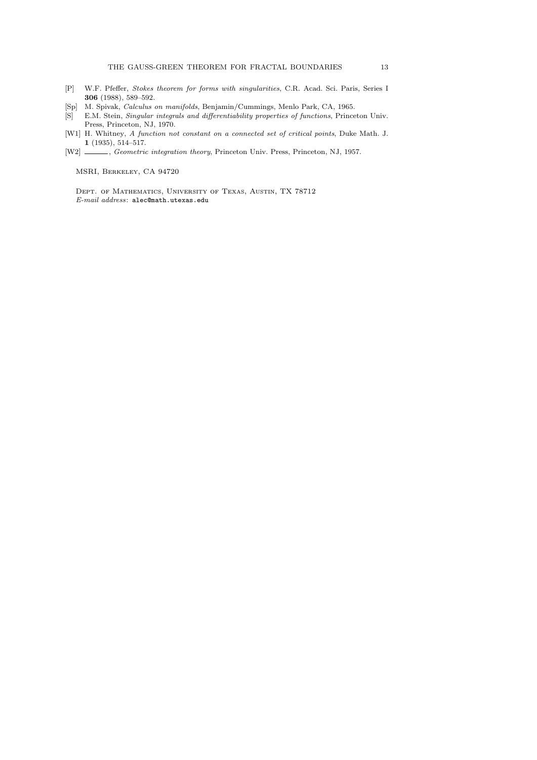[P] W.F. Pfeffer, *Stokes theorem for forms with singularities*, C.R. Acad. Sci. Paris, Series I **306** (1988), 589–592.

[Sp] M. Spivak, *Calculus on manifolds*, Benjamin/Cummings, Menlo Park, CA, 1965.

[S] E.M. Stein, *Singular integrals and differentiability properties of functions*, Princeton Univ. Press, Princeton, NJ, 1970.

[W1] H. Whitney, *A function not constant on a connected set of critical points*, Duke Math. J. **1** (1935), 514–517.

[W2] ———, *Geometric integration theory*, Princeton Univ. Press, Princeton, NJ, 1957.

MSRI, Berkeley, CA 94720

Dept. of Mathematics, University of Texas, Austin, TX 78712
*E-mail address*: alec@math.utexas.edu